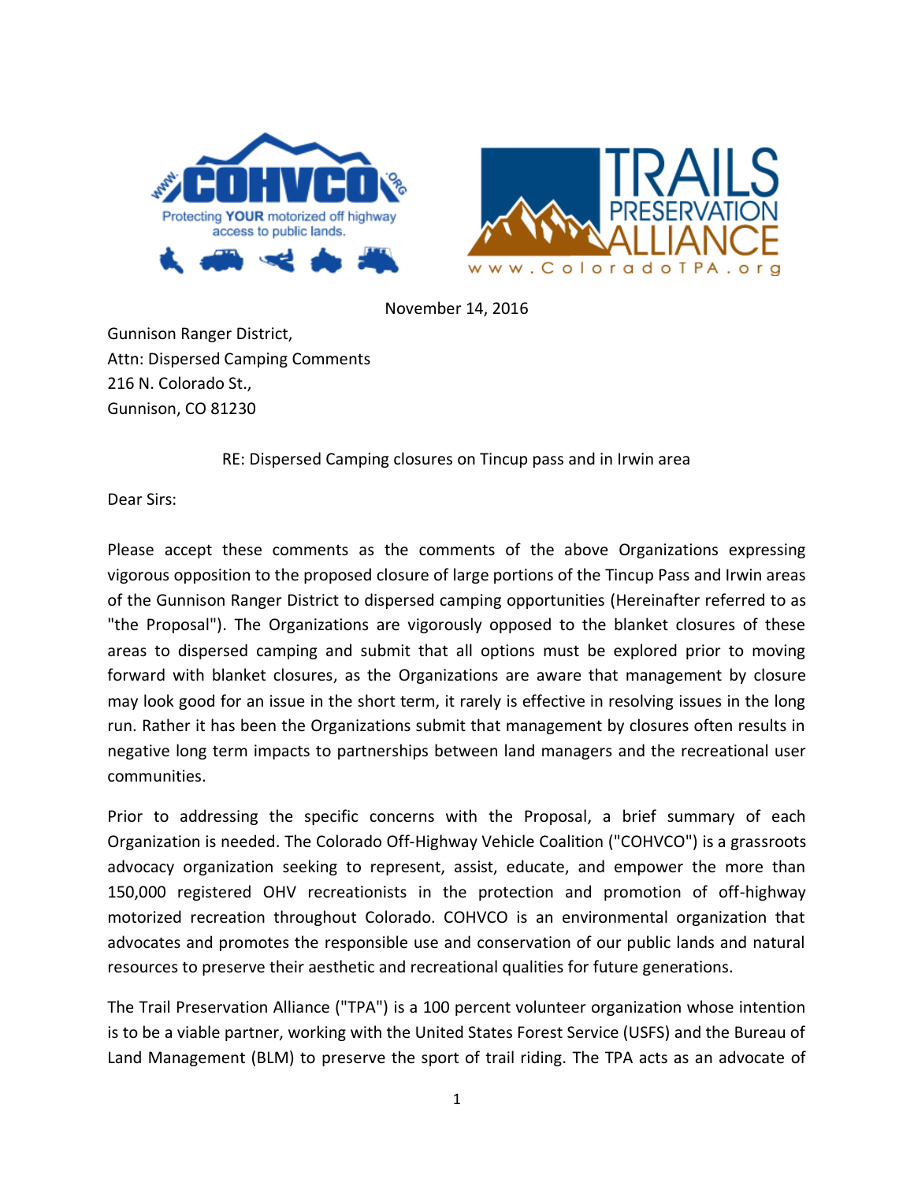November 14, 2016

Gunnison Ranger District,
Attn: Dispersed Camping Comments
216 N. Colorado St.,
Gunnison, CO 81230

RE: Dispersed Camping closures on Tincup pass and in Irwin area

Dear Sirs:

Please accept these comments as the comments of the above Organizations expressing vigorous opposition to the proposed closure of large portions of the Tincup Pass and Irwin areas of the Gunnison Ranger District to dispersed camping opportunities (Hereinafter referred to as "the Proposal"). The Organizations are vigorously opposed to the blanket closures of these areas to dispersed camping and submit that all options must be explored prior to moving forward with blanket closures, as the Organizations are aware that management by closure may look good for an issue in the short term, it rarely is effective in resolving issues in the long run. Rather it has been the Organizations submit that management by closures often results in negative long term impacts to partnerships between land managers and the recreational user communities.

Prior to addressing the specific concerns with the Proposal, a brief summary of each Organization is needed. The Colorado Off-Highway Vehicle Coalition ("COHVCO") is a grassroots advocacy organization seeking to represent, assist, educate, and empower the more than 150,000 registered OHV recreationists in the protection and promotion of off-highway motorized recreation throughout Colorado. COHVCO is an environmental organization that advocates and promotes the responsible use and conservation of our public lands and natural resources to preserve their aesthetic and recreational qualities for future generations.

The Trail Preservation Alliance ("TPA") is a 100 percent volunteer organization whose intention is to be a viable partner, working with the United States Forest Service (USFS) and the Bureau of Land Management (BLM) to preserve the sport of trail riding. The TPA acts as an advocate of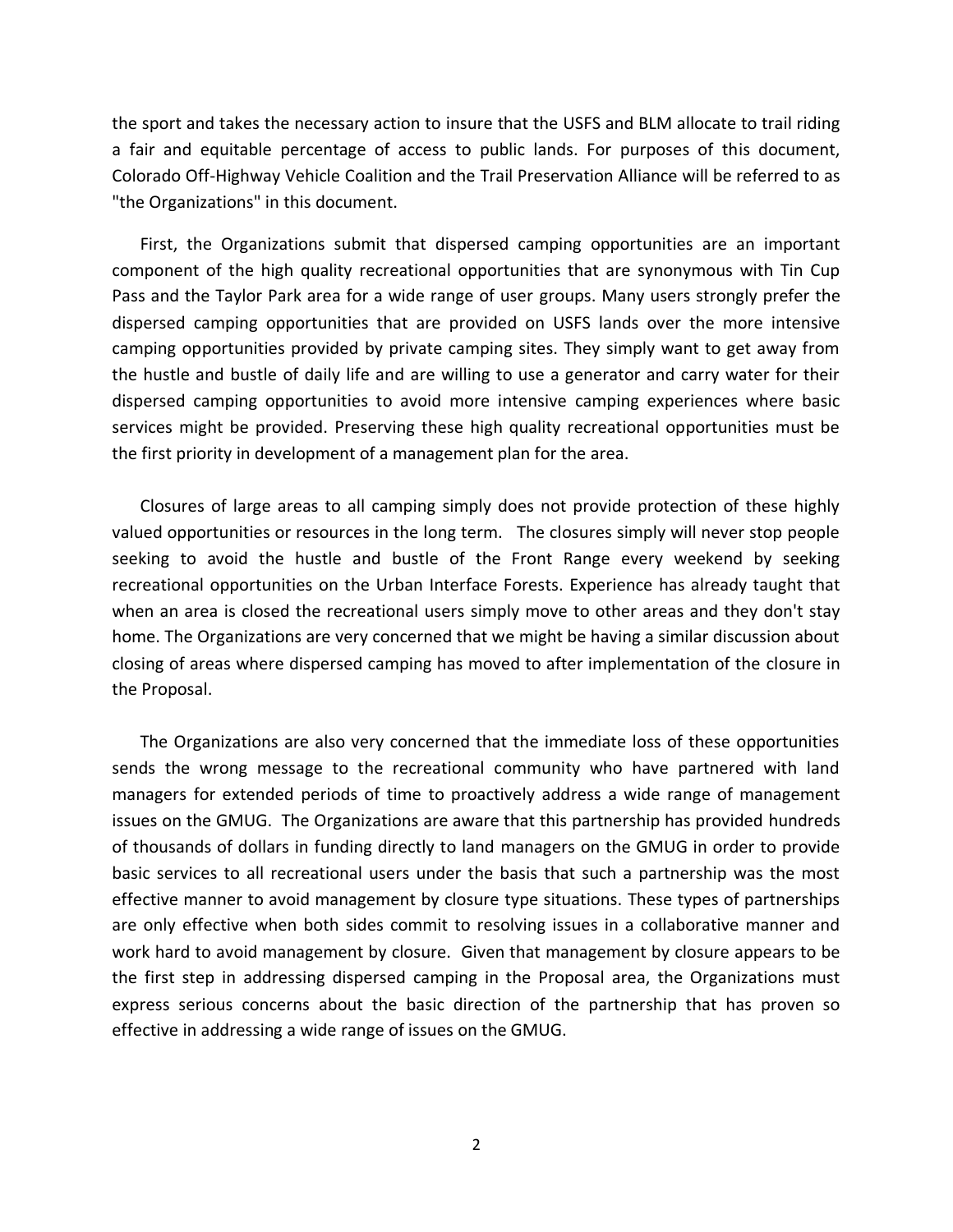the sport and takes the necessary action to insure that the USFS and BLM allocate to trail riding a fair and equitable percentage of access to public lands. For purposes of this document, Colorado Off-Highway Vehicle Coalition and the Trail Preservation Alliance will be referred to as "the Organizations" in this document.

First, the Organizations submit that dispersed camping opportunities are an important component of the high quality recreational opportunities that are synonymous with Tin Cup Pass and the Taylor Park area for a wide range of user groups. Many users strongly prefer the dispersed camping opportunities that are provided on USFS lands over the more intensive camping opportunities provided by private camping sites. They simply want to get away from the hustle and bustle of daily life and are willing to use a generator and carry water for their dispersed camping opportunities to avoid more intensive camping experiences where basic services might be provided. Preserving these high quality recreational opportunities must be the first priority in development of a management plan for the area.

Closures of large areas to all camping simply does not provide protection of these highly valued opportunities or resources in the long term. The closures simply will never stop people seeking to avoid the hustle and bustle of the Front Range every weekend by seeking recreational opportunities on the Urban Interface Forests. Experience has already taught that when an area is closed the recreational users simply move to other areas and they don't stay home. The Organizations are very concerned that we might be having a similar discussion about closing of areas where dispersed camping has moved to after implementation of the closure in the Proposal.

The Organizations are also very concerned that the immediate loss of these opportunities sends the wrong message to the recreational community who have partnered with land managers for extended periods of time to proactively address a wide range of management issues on the GMUG. The Organizations are aware that this partnership has provided hundreds of thousands of dollars in funding directly to land managers on the GMUG in order to provide basic services to all recreational users under the basis that such a partnership was the most effective manner to avoid management by closure type situations. These types of partnerships are only effective when both sides commit to resolving issues in a collaborative manner and work hard to avoid management by closure. Given that management by closure appears to be the first step in addressing dispersed camping in the Proposal area, the Organizations must express serious concerns about the basic direction of the partnership that has proven so effective in addressing a wide range of issues on the GMUG.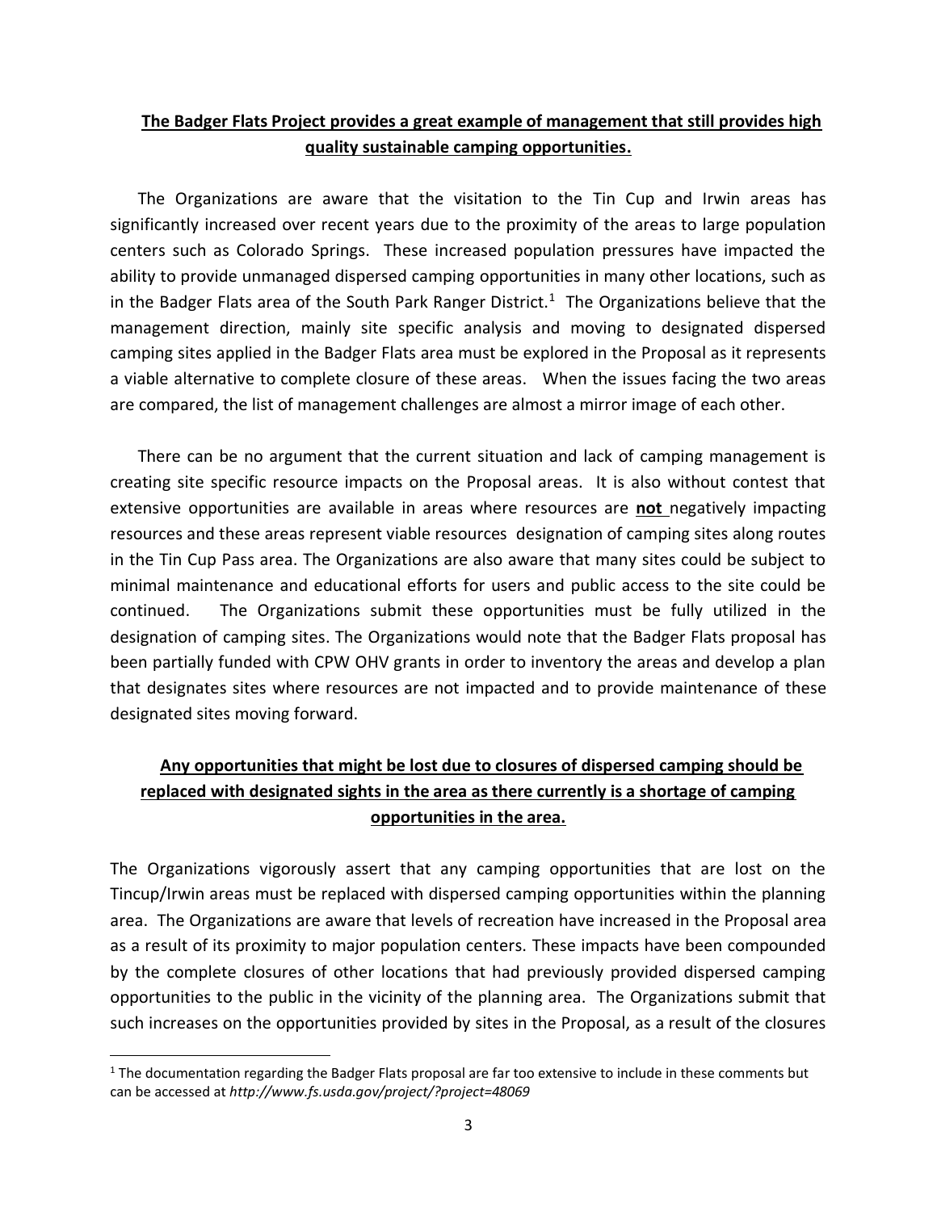**The Badger Flats Project provides a great example of management that still provides high quality sustainable camping opportunities.**

The Organizations are aware that the visitation to the Tin Cup and Irwin areas has significantly increased over recent years due to the proximity of the areas to large population centers such as Colorado Springs. These increased population pressures have impacted the ability to provide unmanaged dispersed camping opportunities in many other locations, such as in the Badger Flats area of the South Park Ranger District.[1] The Organizations believe that the management direction, mainly site specific analysis and moving to designated dispersed camping sites applied in the Badger Flats area must be explored in the Proposal as it represents a viable alternative to complete closure of these areas. When the issues facing the two areas are compared, the list of management challenges are almost a mirror image of each other.

There can be no argument that the current situation and lack of camping management is creating site specific resource impacts on the Proposal areas. It is also without contest that extensive opportunities are available in areas where resources are **not** negatively impacting resources and these areas represent viable resources designation of camping sites along routes in the Tin Cup Pass area. The Organizations are also aware that many sites could be subject to minimal maintenance and educational efforts for users and public access to the site could be continued. The Organizations submit these opportunities must be fully utilized in the designation of camping sites. The Organizations would note that the Badger Flats proposal has been partially funded with CPW OHV grants in order to inventory the areas and develop a plan that designates sites where resources are not impacted and to provide maintenance of these designated sites moving forward.

**Any opportunities that might be lost due to closures of dispersed camping should be replaced with designated sights in the area as there currently is a shortage of camping opportunities in the area.**

The Organizations vigorously assert that any camping opportunities that are lost on the Tincup/Irwin areas must be replaced with dispersed camping opportunities within the planning area. The Organizations are aware that levels of recreation have increased in the Proposal area as a result of its proximity to major population centers. These impacts have been compounded by the complete closures of other locations that had previously provided dispersed camping opportunities to the public in the vicinity of the planning area. The Organizations submit that such increases on the opportunities provided by sites in the Proposal, as a result of the closures

[1] The documentation regarding the Badger Flats proposal are far too extensive to include in these comments but can be accessed at *http://www.fs.usda.gov/project/?project=48069*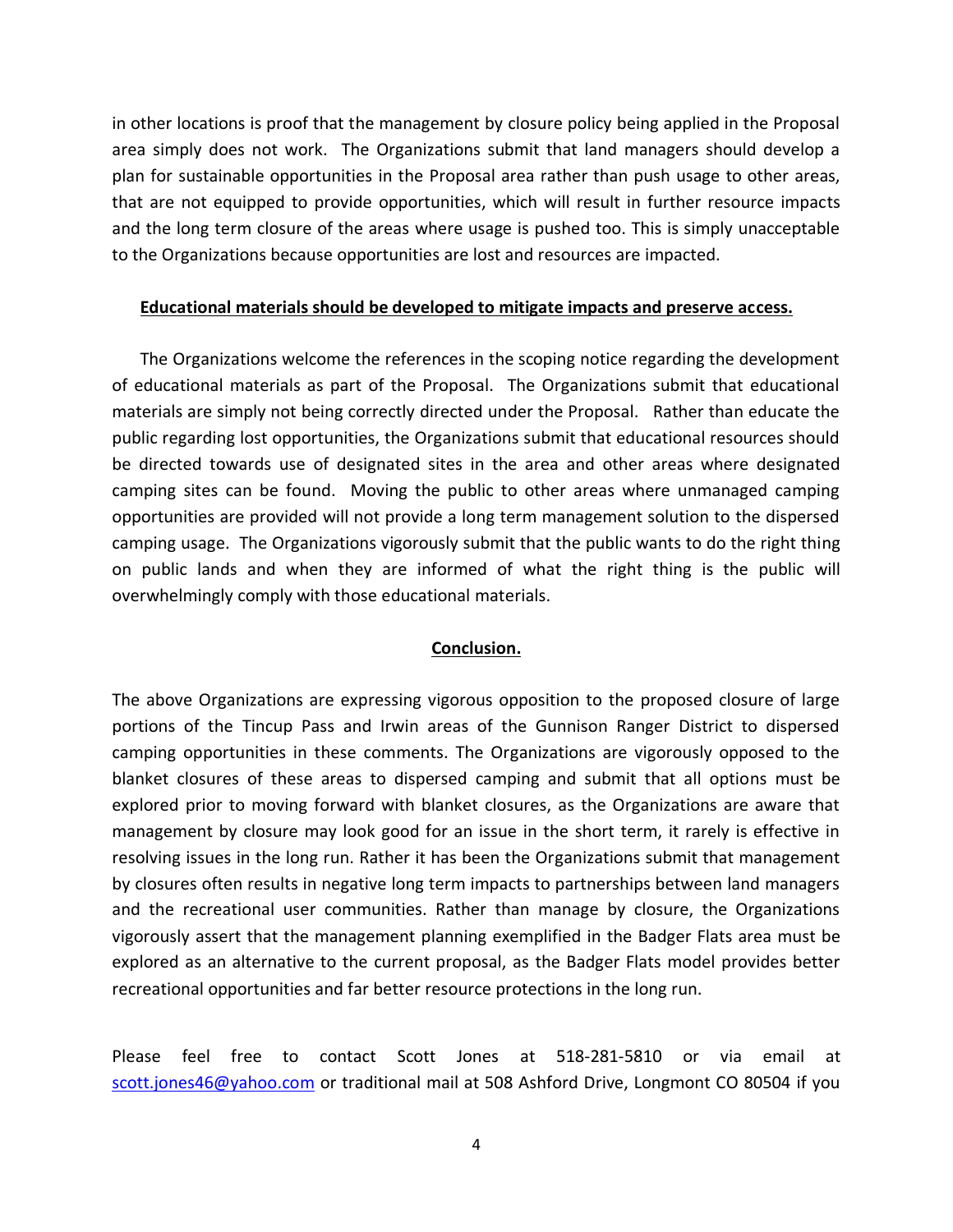in other locations is proof that the management by closure policy being applied in the Proposal area simply does not work. The Organizations submit that land managers should develop a plan for sustainable opportunities in the Proposal area rather than push usage to other areas, that are not equipped to provide opportunities, which will result in further resource impacts and the long term closure of the areas where usage is pushed too. This is simply unacceptable to the Organizations because opportunities are lost and resources are impacted.

**Educational materials should be developed to mitigate impacts and preserve access.**

The Organizations welcome the references in the scoping notice regarding the development of educational materials as part of the Proposal. The Organizations submit that educational materials are simply not being correctly directed under the Proposal. Rather than educate the public regarding lost opportunities, the Organizations submit that educational resources should be directed towards use of designated sites in the area and other areas where designated camping sites can be found. Moving the public to other areas where unmanaged camping opportunities are provided will not provide a long term management solution to the dispersed camping usage. The Organizations vigorously submit that the public wants to do the right thing on public lands and when they are informed of what the right thing is the public will overwhelmingly comply with those educational materials.

**Conclusion.**

The above Organizations are expressing vigorous opposition to the proposed closure of large portions of the Tincup Pass and Irwin areas of the Gunnison Ranger District to dispersed camping opportunities in these comments. The Organizations are vigorously opposed to the blanket closures of these areas to dispersed camping and submit that all options must be explored prior to moving forward with blanket closures, as the Organizations are aware that management by closure may look good for an issue in the short term, it rarely is effective in resolving issues in the long run. Rather it has been the Organizations submit that management by closures often results in negative long term impacts to partnerships between land managers and the recreational user communities. Rather than manage by closure, the Organizations vigorously assert that the management planning exemplified in the Badger Flats area must be explored as an alternative to the current proposal, as the Badger Flats model provides better recreational opportunities and far better resource protections in the long run.

Please feel free to contact Scott Jones at 518-281-5810 or via email at scott.jones46@yahoo.com or traditional mail at 508 Ashford Drive, Longmont CO 80504 if you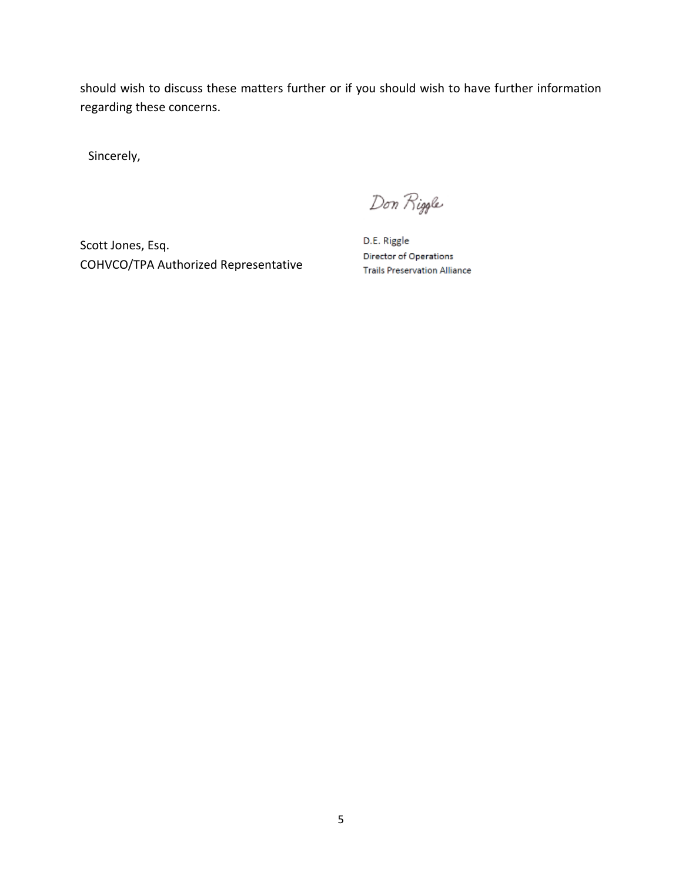should wish to discuss these matters further or if you should wish to have further information regarding these concerns.

Sincerely,

Don Riggle

Scott Jones, Esq.
COHVCO/TPA Authorized Representative

D.E. Riggle
Director of Operations
Trails Preservation Alliance